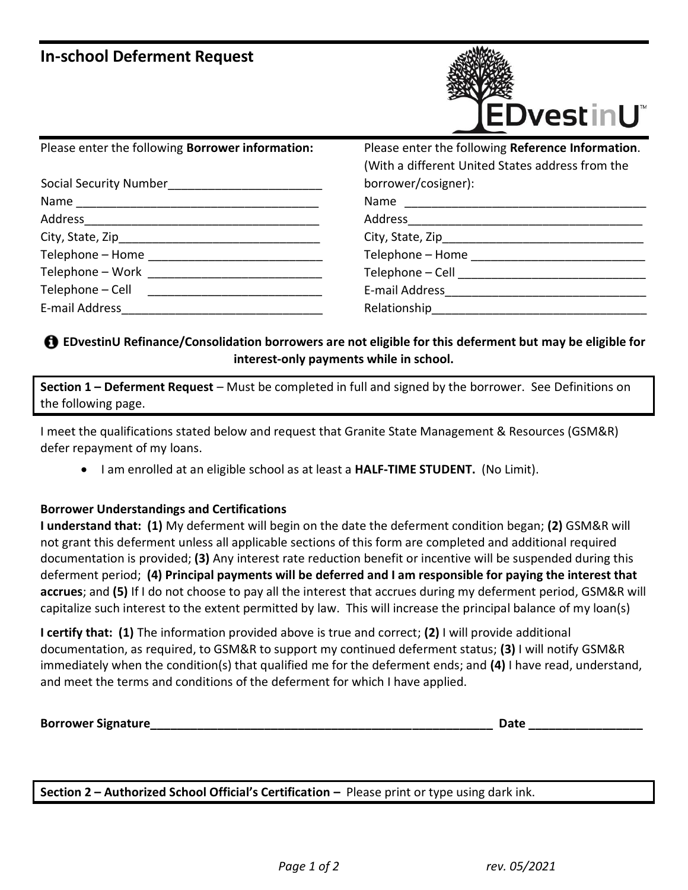# In-school Deferment Request

EDvestinU™

Please enter the following **Borrower information:**

Social Security Number_______________________
Name ___________________________________
Address___________________________________
City, State, Zip_____________________________
Telephone – Home _________________________
Telephone – Work _________________________
Telephone – Cell _________________________
E-mail Address_____________________________

Please enter the following **Reference Information**. (With a different United States address from the borrower/cosigner):

Name ___________________________________
Address___________________________________
City, State, Zip_____________________________
Telephone – Home _________________________
Telephone – Cell ____________________________
E-mail Address______________________________
Relationship________________________________

**EDvestinU Refinance/Consolidation borrowers are not eligible for this deferment but may be eligible for interest-only payments while in school.**

**Section 1 – Deferment Request** – Must be completed in full and signed by the borrower. See Definitions on the following page.

I meet the qualifications stated below and request that Granite State Management & Resources (GSM&R) defer repayment of my loans.

- I am enrolled at an eligible school as at least a **HALF-TIME STUDENT.** (No Limit).

**Borrower Understandings and Certifications**

**I understand that: (1)** My deferment will begin on the date the deferment condition began; **(2)** GSM&R will not grant this deferment unless all applicable sections of this form are completed and additional required documentation is provided; **(3)** Any interest rate reduction benefit or incentive will be suspended during this deferment period; **(4) Principal payments will be deferred and I am responsible for paying the interest that accrues**; and **(5)** If I do not choose to pay all the interest that accrues during my deferment period, GSM&R will capitalize such interest to the extent permitted by law. This will increase the principal balance of my loan(s)

**I certify that: (1)** The information provided above is true and correct; **(2)** I will provide additional documentation, as required, to GSM&R to support my continued deferment status; **(3)** I will notify GSM&R immediately when the condition(s) that qualified me for the deferment ends; and **(4)** I have read, understand, and meet the terms and conditions of the deferment for which I have applied.

**Borrower Signature**_______________________________________________________ **Date** _________________

**Section 2 – Authorized School Official's Certification –** Please print or type using dark ink.

*rev. 05/2021*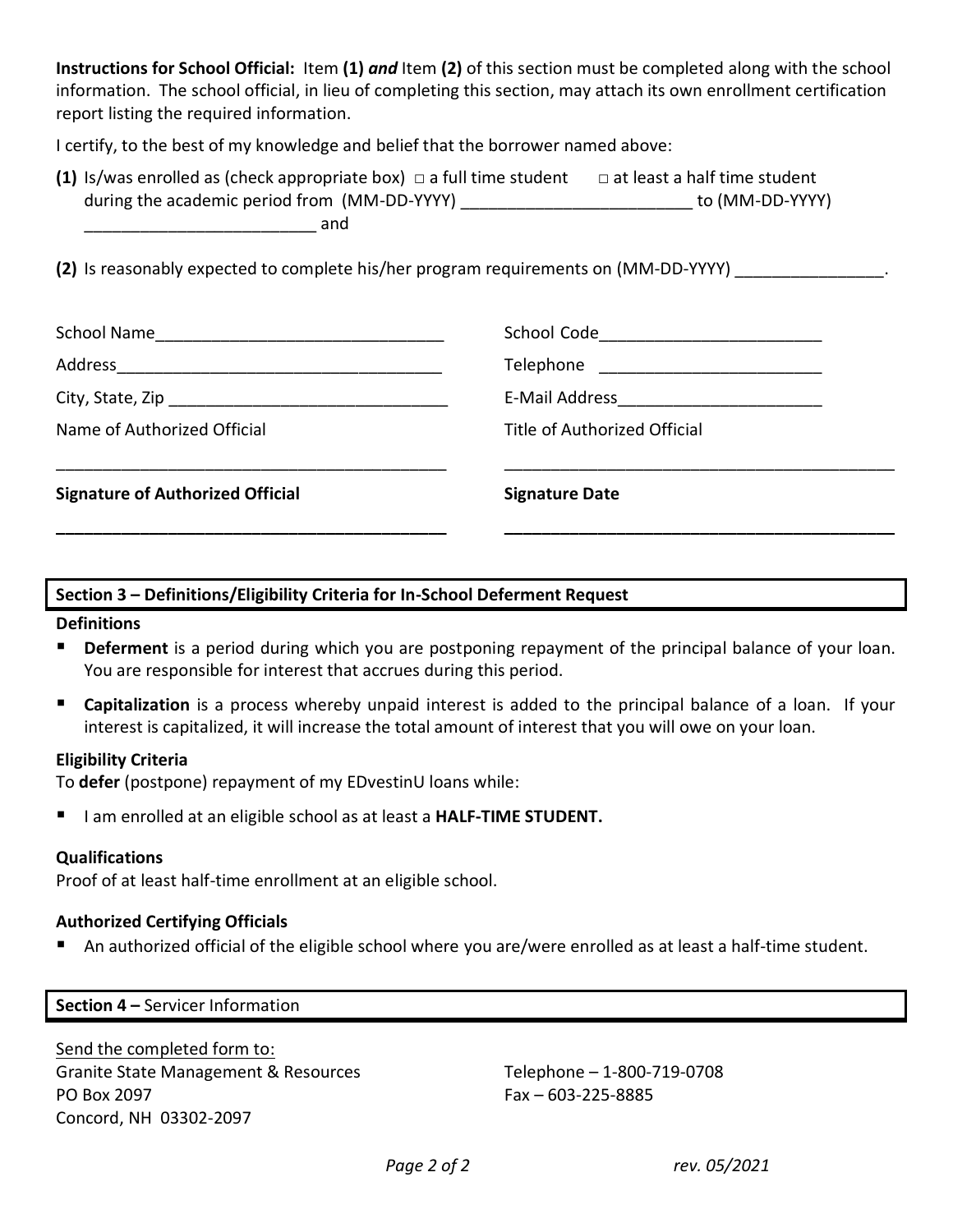**Instructions for School Official:** Item **(1)** ***and*** Item **(2)** of this section must be completed along with the school information. The school official, in lieu of completing this section, may attach its own enrollment certification report listing the required information.

I certify, to the best of my knowledge and belief that the borrower named above:

**(1)** Is/was enrolled as (check appropriate box) □ a full time student □ at least a half time student during the academic period from (MM-DD-YYYY) _________________________ to (MM-DD-YYYY) _________________________ and

**(2)** Is reasonably expected to complete his/her program requirements on (MM-DD-YYYY) ________________.

School Name_______________________________

Address___________________________________

City, State, Zip ______________________________

School Code________________________

Telephone ________________________

E-Mail Address______________________

Name of Authorized Official

___________________________________________

Title of Authorized Official

___________________________________________

**Signature of Authorized Official**

___________________________________________

**Signature Date**

___________________________________________

## Section 3 – Definitions/Eligibility Criteria for In-School Deferment Request

**Definitions**

- **Deferment** is a period during which you are postponing repayment of the principal balance of your loan. You are responsible for interest that accrues during this period.
- **Capitalization** is a process whereby unpaid interest is added to the principal balance of a loan. If your interest is capitalized, it will increase the total amount of interest that you will owe on your loan.

**Eligibility Criteria**

To **defer** (postpone) repayment of my EDvestinU loans while:

- I am enrolled at an eligible school as at least a **HALF-TIME STUDENT.**

**Qualifications**

Proof of at least half-time enrollment at an eligible school.

**Authorized Certifying Officials**

- An authorized official of the eligible school where you are/were enrolled as at least a half-time student.

## Section 4 – Servicer Information

Send the completed form to:

Granite State Management & Resources
PO Box 2097
Concord, NH 03302-2097

Telephone – 1-800-719-0708
Fax – 603-225-8885

*rev. 05/2021*